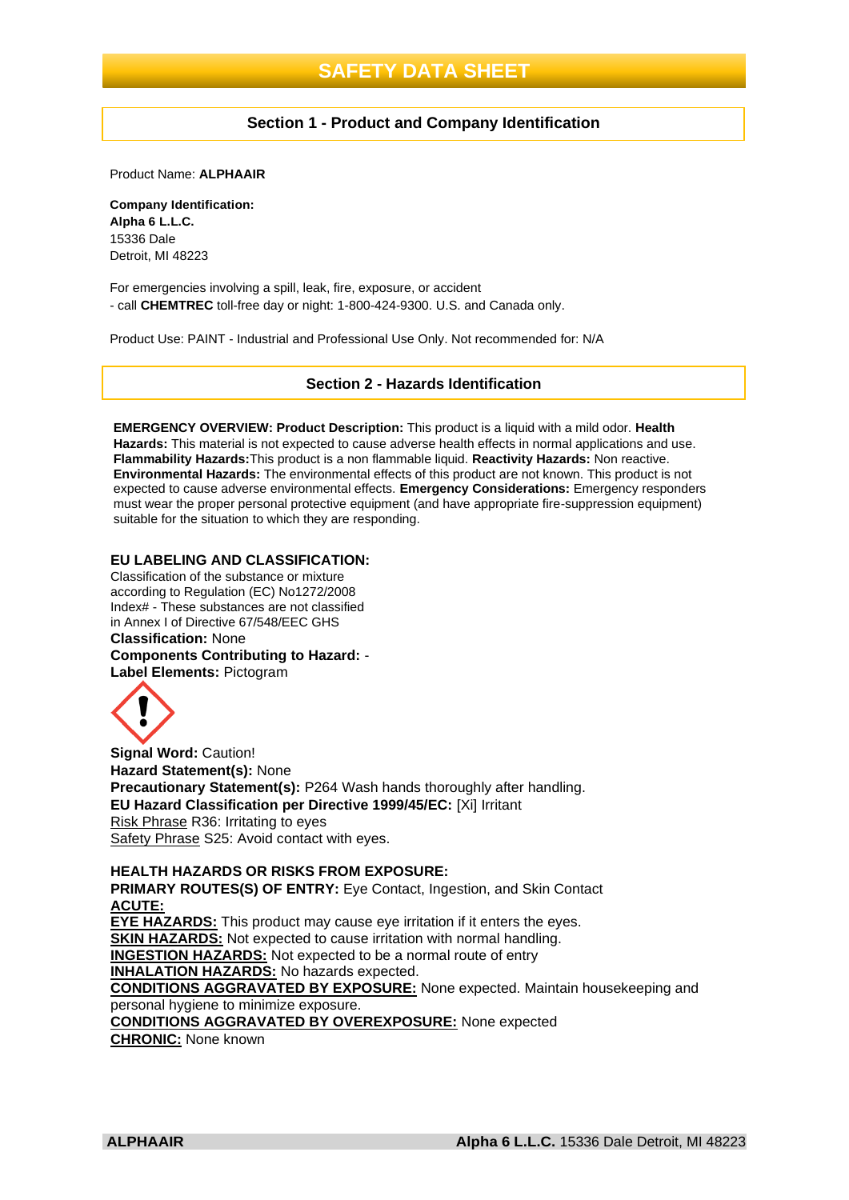# SAFETY DATA SHEET

## Section 1 - Product and Company Identification

Product Name: **ALPHAAIR**

**Company Identification:**
**Alpha 6 L.L.C.**
15336 Dale
Detroit, MI 48223

For emergencies involving a spill, leak, fire, exposure, or accident
- call **CHEMTREC** toll-free day or night: 1-800-424-9300. U.S. and Canada only.

Product Use: PAINT - Industrial and Professional Use Only. Not recommended for: N/A

## Section 2 - Hazards Identification

**EMERGENCY OVERVIEW: Product Description:** This product is a liquid with a mild odor. **Health Hazards:** This material is not expected to cause adverse health effects in normal applications and use. **Flammability Hazards:**This product is a non flammable liquid. **Reactivity Hazards:** Non reactive. **Environmental Hazards:** The environmental effects of this product are not known. This product is not expected to cause adverse environmental effects. **Emergency Considerations:** Emergency responders must wear the proper personal protective equipment (and have appropriate fire-suppression equipment) suitable for the situation to which they are responding.

**EU LABELING AND CLASSIFICATION:**
Classification of the substance or mixture according to Regulation (EC) No1272/2008
Index# - These substances are not classified in Annex I of Directive 67/548/EEC GHS
**Classification:** None
**Components Contributing to Hazard:** -
**Label Elements:** Pictogram

**Signal Word:** Caution!
**Hazard Statement(s):** None
**Precautionary Statement(s):** P264 Wash hands thoroughly after handling.
**EU Hazard Classification per Directive 1999/45/EC:** [Xi] Irritant
Risk Phrase R36: Irritating to eyes
Safety Phrase S25: Avoid contact with eyes.

**HEALTH HAZARDS OR RISKS FROM EXPOSURE:**
**PRIMARY ROUTES(S) OF ENTRY:** Eye Contact, Ingestion, and Skin Contact
**ACUTE:**
**EYE HAZARDS:** This product may cause eye irritation if it enters the eyes.
**SKIN HAZARDS:** Not expected to cause irritation with normal handling.
**INGESTION HAZARDS:** Not expected to be a normal route of entry
**INHALATION HAZARDS:** No hazards expected.
**CONDITIONS AGGRAVATED BY EXPOSURE:** None expected. Maintain housekeeping and personal hygiene to minimize exposure.
**CONDITIONS AGGRAVATED BY OVEREXPOSURE:** None expected
**CHRONIC:** None known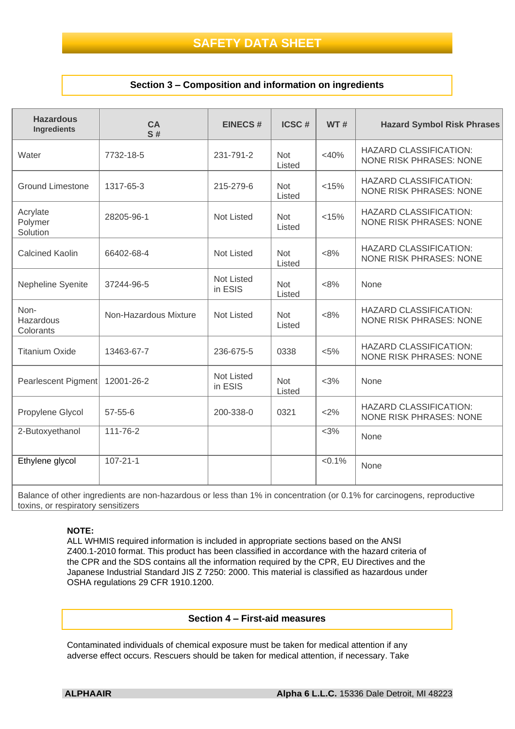# SAFETY DATA SHEET

## Section 3 – Composition and information on ingredients

| Hazardous Ingredients | CAS # | EINECS # | ICSC # | WT # | Hazard Symbol Risk Phrases |
|---|---|---|---|---|---|
| Water | 7732-18-5 | 231-791-2 | Not Listed | <40% | HAZARD CLASSIFICATION: NONE RISK PHRASES: NONE |
| Ground Limestone | 1317-65-3 | 215-279-6 | Not Listed | <15% | HAZARD CLASSIFICATION: NONE RISK PHRASES: NONE |
| Acrylate Polymer Solution | 28205-96-1 | Not Listed | Not Listed | <15% | HAZARD CLASSIFICATION: NONE RISK PHRASES: NONE |
| Calcined Kaolin | 66402-68-4 | Not Listed | Not Listed | <8% | HAZARD CLASSIFICATION: NONE RISK PHRASES: NONE |
| Nepheline Syenite | 37244-96-5 | Not Listed in ESIS | Not Listed | <8% | None |
| Non-Hazardous Colorants | Non-Hazardous Mixture | Not Listed | Not Listed | <8% | HAZARD CLASSIFICATION: NONE RISK PHRASES: NONE |
| Titanium Oxide | 13463-67-7 | 236-675-5 | 0338 | <5% | HAZARD CLASSIFICATION: NONE RISK PHRASES: NONE |
| Pearlescent Pigment | 12001-26-2 | Not Listed in ESIS | Not Listed | <3% | None |
| Propylene Glycol | 57-55-6 | 200-338-0 | 0321 | <2% | HAZARD CLASSIFICATION: NONE RISK PHRASES: NONE |
| 2-Butoxyethanol | 111-76-2 | | | <3% | None |
| Ethylene glycol | 107-21-1 | | | <0.1% | None |
| Balance of other ingredients are non-hazardous or less than 1% in concentration (or 0.1% for carcinogens, reproductive toxins, or respiratory sensitizers | | | | | |

**NOTE:**
ALL WHMIS required information is included in appropriate sections based on the ANSI Z400.1-2010 format. This product has been classified in accordance with the hazard criteria of the CPR and the SDS contains all the information required by the CPR, EU Directives and the Japanese Industrial Standard JIS Z 7250: 2000. This material is classified as hazardous under OSHA regulations 29 CFR 1910.1200.

## Section 4 – First-aid measures

Contaminated individuals of chemical exposure must be taken for medical attention if any adverse effect occurs. Rescuers should be taken for medical attention, if necessary. Take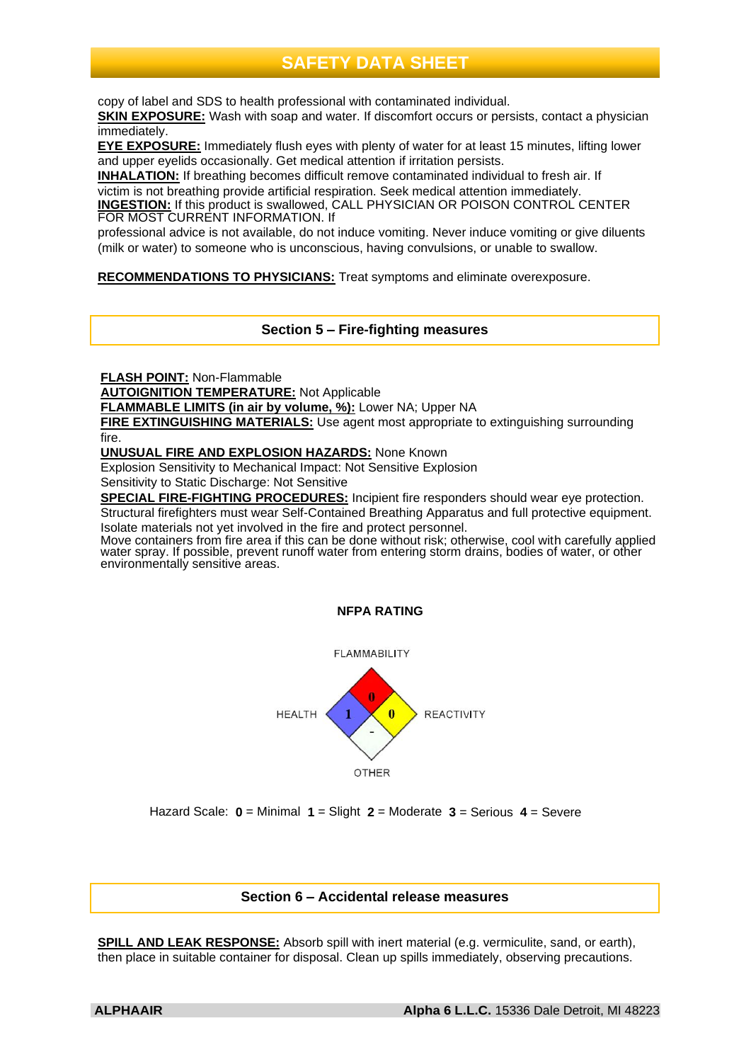copy of label and SDS to health professional with contaminated individual.

**SKIN EXPOSURE:** Wash with soap and water. If discomfort occurs or persists, contact a physician immediately.

**EYE EXPOSURE:** Immediately flush eyes with plenty of water for at least 15 minutes, lifting lower and upper eyelids occasionally. Get medical attention if irritation persists.

**INHALATION:** If breathing becomes difficult remove contaminated individual to fresh air. If victim is not breathing provide artificial respiration. Seek medical attention immediately.

**INGESTION:** If this product is swallowed, CALL PHYSICIAN OR POISON CONTROL CENTER FOR MOST CURRENT INFORMATION. If professional advice is not available, do not induce vomiting. Never induce vomiting or give diluents (milk or water) to someone who is unconscious, having convulsions, or unable to swallow.

**RECOMMENDATIONS TO PHYSICIANS:** Treat symptoms and eliminate overexposure.

## Section 5 – Fire-fighting measures

**FLASH POINT:** Non-Flammable

**AUTOIGNITION TEMPERATURE:** Not Applicable

**FLAMMABLE LIMITS (in air by volume, %):** Lower NA; Upper NA

**FIRE EXTINGUISHING MATERIALS:** Use agent most appropriate to extinguishing surrounding fire.

**UNUSUAL FIRE AND EXPLOSION HAZARDS:** None Known

Explosion Sensitivity to Mechanical Impact: Not Sensitive Explosion Sensitivity to Static Discharge: Not Sensitive

**SPECIAL FIRE-FIGHTING PROCEDURES:** Incipient fire responders should wear eye protection. Structural firefighters must wear Self-Contained Breathing Apparatus and full protective equipment. Isolate materials not yet involved in the fire and protect personnel.

Move containers from fire area if this can be done without risk; otherwise, cool with carefully applied water spray. If possible, prevent runoff water from entering storm drains, bodies of water, or other environmentally sensitive areas.

**NFPA RATING**

| FLAMMABILITY | HEALTH | REACTIVITY | OTHER |
| --- | --- | --- | --- |
| 0 | 1 | 0 | - |

Hazard Scale: **0** = Minimal **1** = Slight **2** = Moderate **3** = Serious **4** = Severe

## Section 6 – Accidental release measures

**SPILL AND LEAK RESPONSE:** Absorb spill with inert material (e.g. vermiculite, sand, or earth), then place in suitable container for disposal. Clean up spills immediately, observing precautions.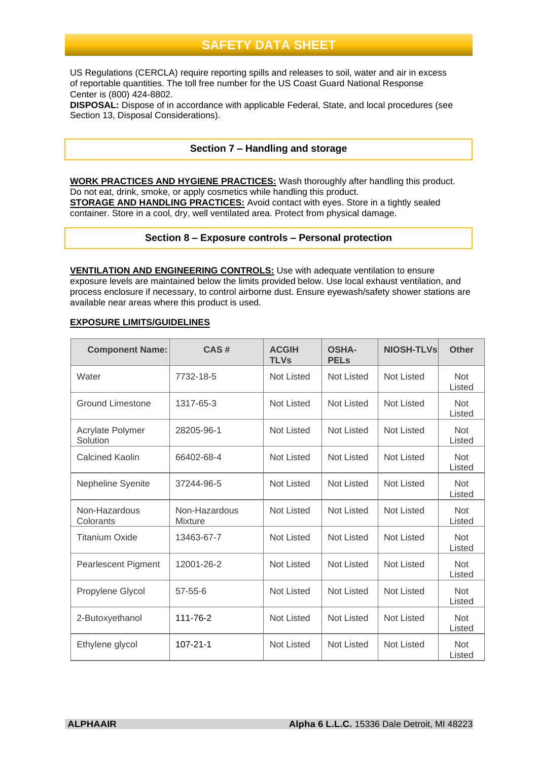US Regulations (CERCLA) require reporting spills and releases to soil, water and air in excess of reportable quantities. The toll free number for the US Coast Guard National Response Center is (800) 424-8802.
**DISPOSAL:** Dispose of in accordance with applicable Federal, State, and local procedures (see Section 13, Disposal Considerations).

## Section 7 – Handling and storage

**WORK PRACTICES AND HYGIENE PRACTICES:** Wash thoroughly after handling this product. Do not eat, drink, smoke, or apply cosmetics while handling this product.
**STORAGE AND HANDLING PRACTICES:** Avoid contact with eyes. Store in a tightly sealed container. Store in a cool, dry, well ventilated area. Protect from physical damage.

## Section 8 – Exposure controls – Personal protection

**VENTILATION AND ENGINEERING CONTROLS:** Use with adequate ventilation to ensure exposure levels are maintained below the limits provided below. Use local exhaust ventilation, and process enclosure if necessary, to control airborne dust. Ensure eyewash/safety shower stations are available near areas where this product is used.

**EXPOSURE LIMITS/GUIDELINES**

| Component Name: | CAS # | ACGIH TLVs | OSHA-PELs | NIOSH-TLVs | Other |
|---|---|---|---|---|---|
| Water | 7732-18-5 | Not Listed | Not Listed | Not Listed | Not Listed |
| Ground Limestone | 1317-65-3 | Not Listed | Not Listed | Not Listed | Not Listed |
| Acrylate Polymer Solution | 28205-96-1 | Not Listed | Not Listed | Not Listed | Not Listed |
| Calcined Kaolin | 66402-68-4 | Not Listed | Not Listed | Not Listed | Not Listed |
| Nepheline Syenite | 37244-96-5 | Not Listed | Not Listed | Not Listed | Not Listed |
| Non-Hazardous Colorants | Non-Hazardous Mixture | Not Listed | Not Listed | Not Listed | Not Listed |
| Titanium Oxide | 13463-67-7 | Not Listed | Not Listed | Not Listed | Not Listed |
| Pearlescent Pigment | 12001-26-2 | Not Listed | Not Listed | Not Listed | Not Listed |
| Propylene Glycol | 57-55-6 | Not Listed | Not Listed | Not Listed | Not Listed |
| 2-Butoxyethanol | 111-76-2 | Not Listed | Not Listed | Not Listed | Not Listed |
| Ethylene glycol | 107-21-1 | Not Listed | Not Listed | Not Listed | Not Listed |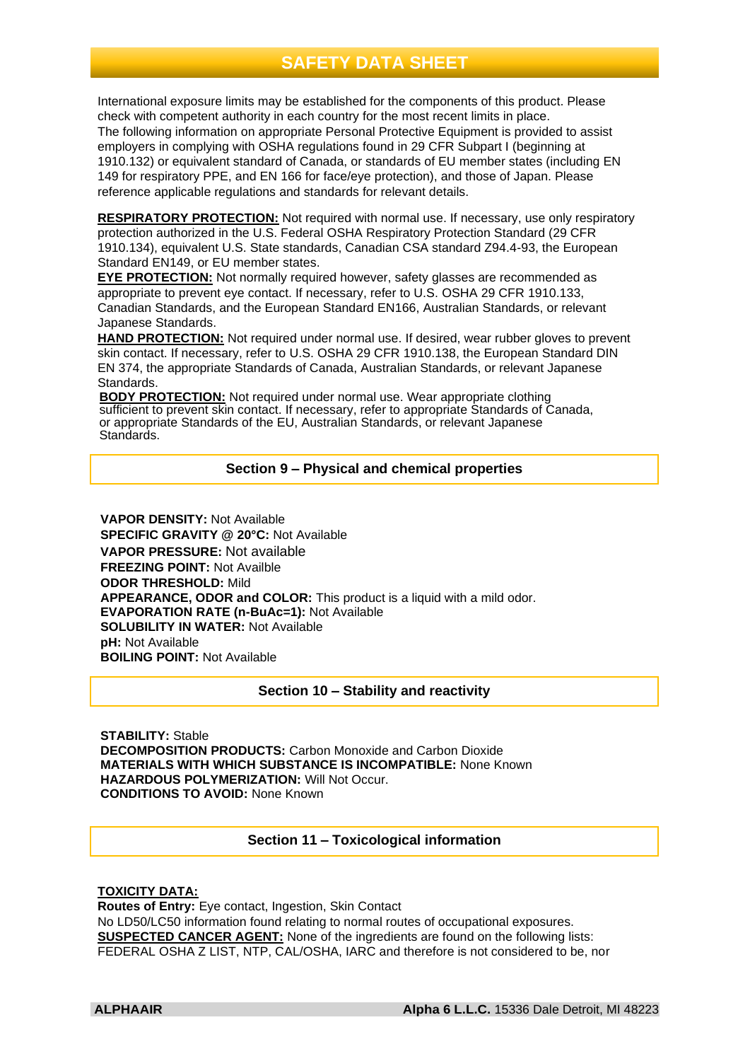International exposure limits may be established for the components of this product. Please check with competent authority in each country for the most recent limits in place.
The following information on appropriate Personal Protective Equipment is provided to assist employers in complying with OSHA regulations found in 29 CFR Subpart I (beginning at 1910.132) or equivalent standard of Canada, or standards of EU member states (including EN 149 for respiratory PPE, and EN 166 for face/eye protection), and those of Japan. Please reference applicable regulations and standards for relevant details.

**RESPIRATORY PROTECTION:** Not required with normal use. If necessary, use only respiratory protection authorized in the U.S. Federal OSHA Respiratory Protection Standard (29 CFR 1910.134), equivalent U.S. State standards, Canadian CSA standard Z94.4-93, the European Standard EN149, or EU member states.
**EYE PROTECTION:** Not normally required however, safety glasses are recommended as appropriate to prevent eye contact. If necessary, refer to U.S. OSHA 29 CFR 1910.133, Canadian Standards, and the European Standard EN166, Australian Standards, or relevant Japanese Standards.
**HAND PROTECTION:** Not required under normal use. If desired, wear rubber gloves to prevent skin contact. If necessary, refer to U.S. OSHA 29 CFR 1910.138, the European Standard DIN EN 374, the appropriate Standards of Canada, Australian Standards, or relevant Japanese Standards.
**BODY PROTECTION:** Not required under normal use. Wear appropriate clothing sufficient to prevent skin contact. If necessary, refer to appropriate Standards of Canada, or appropriate Standards of the EU, Australian Standards, or relevant Japanese Standards.

## Section 9 – Physical and chemical properties

**VAPOR DENSITY:** Not Available
**SPECIFIC GRAVITY @ 20°C:** Not Available
**VAPOR PRESSURE:** Not available
**FREEZING POINT:** Not Availble
**ODOR THRESHOLD:** Mild
**APPEARANCE, ODOR and COLOR:** This product is a liquid with a mild odor.
**EVAPORATION RATE (n-BuAc=1):** Not Available
**SOLUBILITY IN WATER:** Not Available
**pH:** Not Available
**BOILING POINT:** Not Available

## Section 10 – Stability and reactivity

**STABILITY:** Stable
**DECOMPOSITION PRODUCTS:** Carbon Monoxide and Carbon Dioxide
**MATERIALS WITH WHICH SUBSTANCE IS INCOMPATIBLE:** None Known
**HAZARDOUS POLYMERIZATION:** Will Not Occur.
**CONDITIONS TO AVOID:** None Known

## Section 11 – Toxicological information

**TOXICITY DATA:**
**Routes of Entry:** Eye contact, Ingestion, Skin Contact
No LD50/LC50 information found relating to normal routes of occupational exposures.
**SUSPECTED CANCER AGENT:** None of the ingredients are found on the following lists: FEDERAL OSHA Z LIST, NTP, CAL/OSHA, IARC and therefore is not considered to be, nor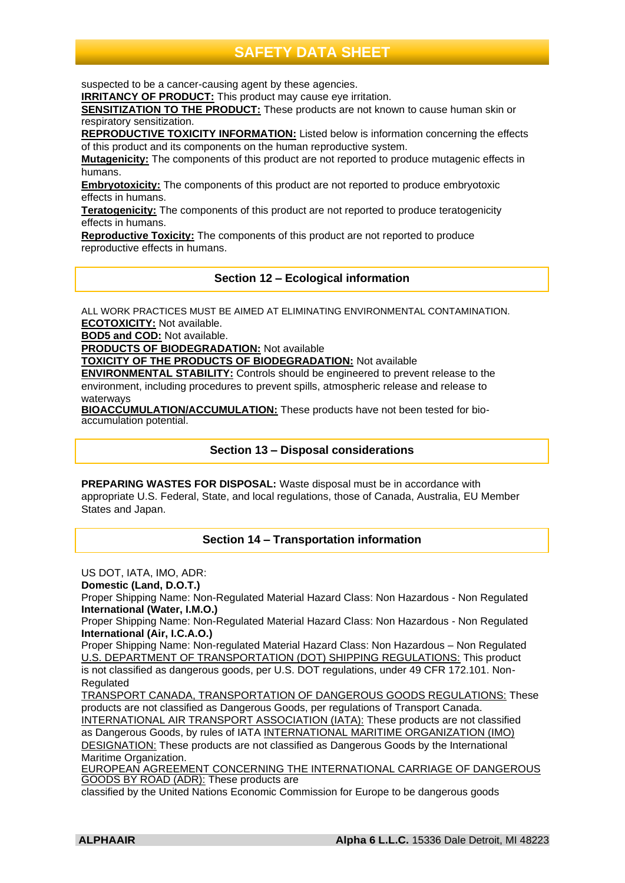suspected to be a cancer-causing agent by these agencies.

**IRRITANCY OF PRODUCT:** This product may cause eye irritation.

**SENSITIZATION TO THE PRODUCT:** These products are not known to cause human skin or respiratory sensitization.

**REPRODUCTIVE TOXICITY INFORMATION:** Listed below is information concerning the effects of this product and its components on the human reproductive system.

**Mutagenicity:** The components of this product are not reported to produce mutagenic effects in humans.

**Embryotoxicity:** The components of this product are not reported to produce embryotoxic effects in humans.

**Teratogenicity:** The components of this product are not reported to produce teratogenicity effects in humans.

**Reproductive Toxicity:** The components of this product are not reported to produce reproductive effects in humans.

## Section 12 – Ecological information

ALL WORK PRACTICES MUST BE AIMED AT ELIMINATING ENVIRONMENTAL CONTAMINATION.

**ECOTOXICITY:** Not available.

**BOD5 and COD:** Not available.

**PRODUCTS OF BIODEGRADATION:** Not available

**TOXICITY OF THE PRODUCTS OF BIODEGRADATION:** Not available

**ENVIRONMENTAL STABILITY:** Controls should be engineered to prevent release to the environment, including procedures to prevent spills, atmospheric release and release to waterways

**BIOACCUMULATION/ACCUMULATION:** These products have not been tested for bio-accumulation potential.

## Section 13 – Disposal considerations

**PREPARING WASTES FOR DISPOSAL:** Waste disposal must be in accordance with appropriate U.S. Federal, State, and local regulations, those of Canada, Australia, EU Member States and Japan.

## Section 14 – Transportation information

US DOT, IATA, IMO, ADR:

**Domestic (Land, D.O.T.)**

Proper Shipping Name: Non-Regulated Material Hazard Class: Non Hazardous - Non Regulated

**International (Water, I.M.O.)**

Proper Shipping Name: Non-Regulated Material Hazard Class: Non Hazardous - Non Regulated

**International (Air, I.C.A.O.)**

Proper Shipping Name: Non-regulated Material Hazard Class: Non Hazardous – Non Regulated

U.S. DEPARTMENT OF TRANSPORTATION (DOT) SHIPPING REGULATIONS: This product is not classified as dangerous goods, per U.S. DOT regulations, under 49 CFR 172.101. Non-Regulated

TRANSPORT CANADA, TRANSPORTATION OF DANGEROUS GOODS REGULATIONS: These products are not classified as Dangerous Goods, per regulations of Transport Canada.

INTERNATIONAL AIR TRANSPORT ASSOCIATION (IATA): These products are not classified as Dangerous Goods, by rules of IATA INTERNATIONAL MARITIME ORGANIZATION (IMO) DESIGNATION: These products are not classified as Dangerous Goods by the International Maritime Organization.

EUROPEAN AGREEMENT CONCERNING THE INTERNATIONAL CARRIAGE OF DANGEROUS GOODS BY ROAD (ADR): These products are classified by the United Nations Economic Commission for Europe to be dangerous goods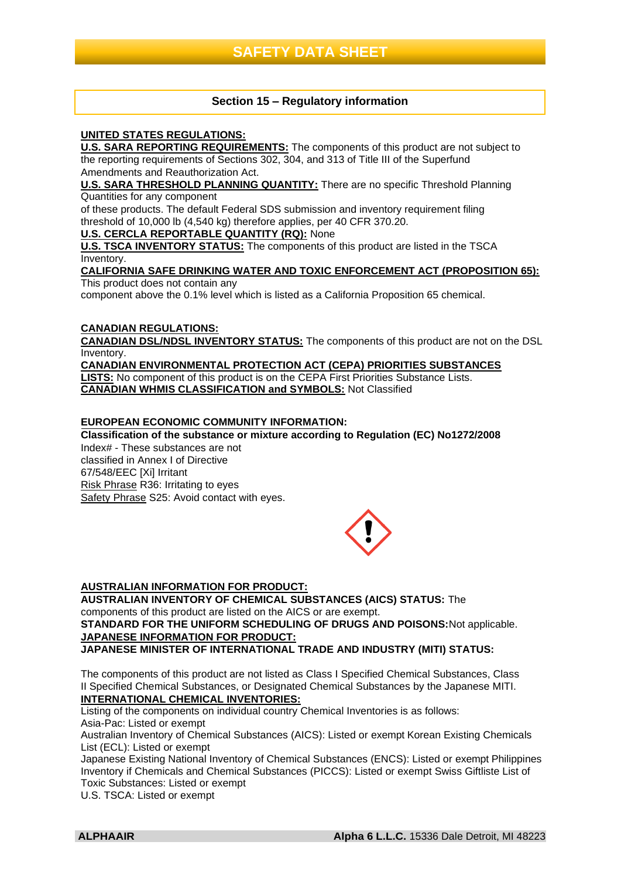# SAFETY DATA SHEET

## Section 15 – Regulatory information

**UNITED STATES REGULATIONS:**

**U.S. SARA REPORTING REQUIREMENTS:** The components of this product are not subject to the reporting requirements of Sections 302, 304, and 313 of Title III of the Superfund Amendments and Reauthorization Act.

**U.S. SARA THRESHOLD PLANNING QUANTITY:** There are no specific Threshold Planning Quantities for any component of these products. The default Federal SDS submission and inventory requirement filing threshold of 10,000 lb (4,540 kg) therefore applies, per 40 CFR 370.20.

**U.S. CERCLA REPORTABLE QUANTITY (RQ):** None

**U.S. TSCA INVENTORY STATUS:** The components of this product are listed in the TSCA Inventory.

**CALIFORNIA SAFE DRINKING WATER AND TOXIC ENFORCEMENT ACT (PROPOSITION 65):** This product does not contain any component above the 0.1% level which is listed as a California Proposition 65 chemical.

**CANADIAN REGULATIONS:**

**CANADIAN DSL/NDSL INVENTORY STATUS:** The components of this product are not on the DSL Inventory.

**CANADIAN ENVIRONMENTAL PROTECTION ACT (CEPA) PRIORITIES SUBSTANCES LISTS:** No component of this product is on the CEPA First Priorities Substance Lists.

**CANADIAN WHMIS CLASSIFICATION and SYMBOLS:** Not Classified

**EUROPEAN ECONOMIC COMMUNITY INFORMATION:**

**Classification of the substance or mixture according to Regulation (EC) No1272/2008**

Index# - These substances are not classified in Annex I of Directive 67/548/EEC [Xi] Irritant

Risk Phrase R36: Irritating to eyes

Safety Phrase S25: Avoid contact with eyes.

**AUSTRALIAN INFORMATION FOR PRODUCT:**

**AUSTRALIAN INVENTORY OF CHEMICAL SUBSTANCES (AICS) STATUS:** The components of this product are listed on the AICS or are exempt.

**STANDARD FOR THE UNIFORM SCHEDULING OF DRUGS AND POISONS:** Not applicable.

**JAPANESE INFORMATION FOR PRODUCT:**

**JAPANESE MINISTER OF INTERNATIONAL TRADE AND INDUSTRY (MITI) STATUS:**

The components of this product are not listed as Class I Specified Chemical Substances, Class II Specified Chemical Substances, or Designated Chemical Substances by the Japanese MITI.

**INTERNATIONAL CHEMICAL INVENTORIES:**

Listing of the components on individual country Chemical Inventories is as follows:

Asia-Pac: Listed or exempt

Australian Inventory of Chemical Substances (AICS): Listed or exempt Korean Existing Chemicals List (ECL): Listed or exempt

Japanese Existing National Inventory of Chemical Substances (ENCS): Listed or exempt Philippines Inventory if Chemicals and Chemical Substances (PICCS): Listed or exempt Swiss Giftliste List of Toxic Substances: Listed or exempt

U.S. TSCA: Listed or exempt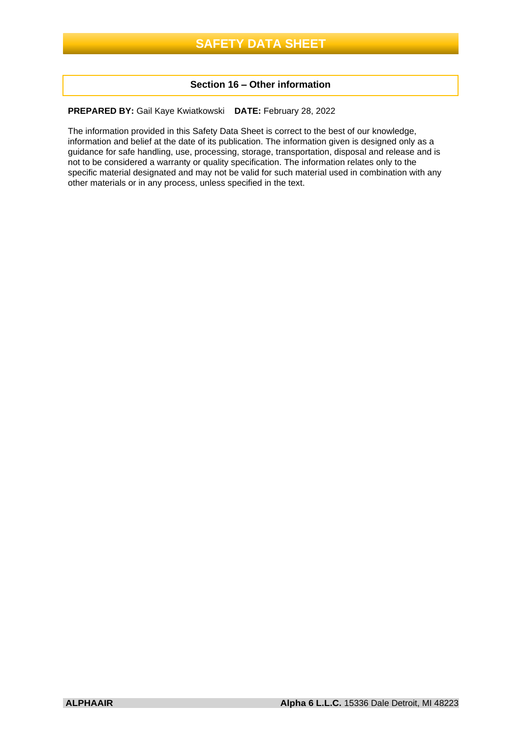## Section 16 – Other information

**PREPARED BY:** Gail Kaye Kwiatkowski **DATE:** February 28, 2022

The information provided in this Safety Data Sheet is correct to the best of our knowledge, information and belief at the date of its publication. The information given is designed only as a guidance for safe handling, use, processing, storage, transportation, disposal and release and is not to be considered a warranty or quality specification. The information relates only to the specific material designated and may not be valid for such material used in combination with any other materials or in any process, unless specified in the text.